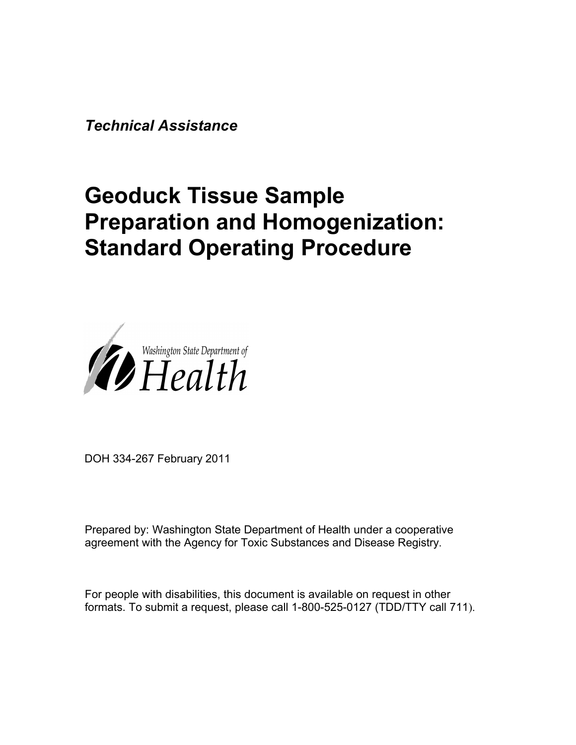*Technical Assistance*

# Geoduck Tissue Sample Preparation and Homogenization: Standard Operating Procedure

Washington State Department of Health

DOH 334-267 February 2011

Prepared by: Washington State Department of Health under a cooperative agreement with the Agency for Toxic Substances and Disease Registry.

For people with disabilities, this document is available on request in other formats. To submit a request, please call 1-800-525-0127 (TDD/TTY call 711).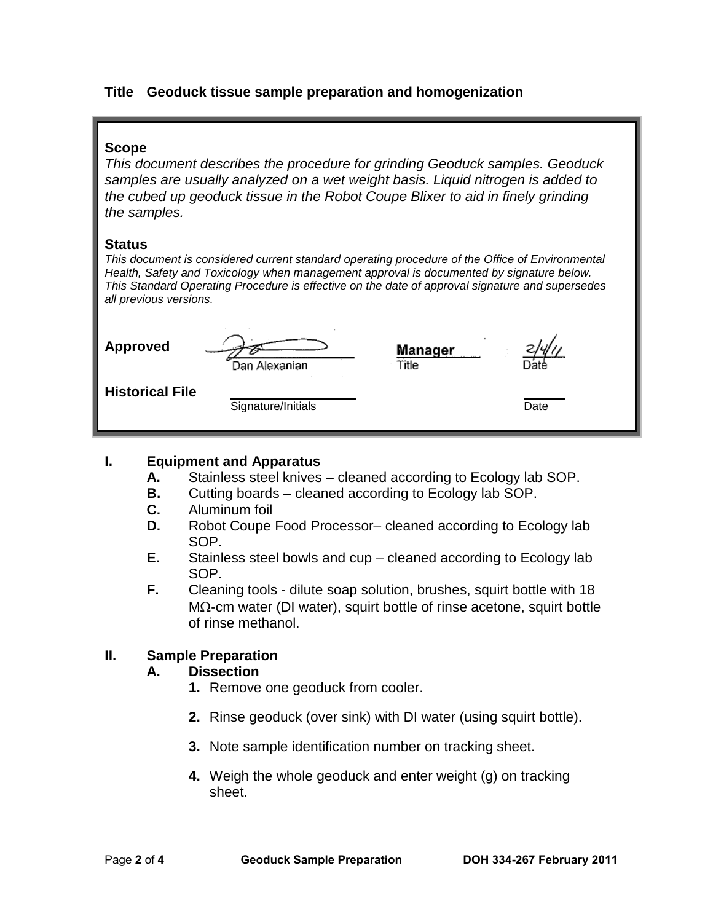**Title Geoduck tissue sample preparation and homogenization**

**Scope**

*This document describes the procedure for grinding Geoduck samples. Geoduck samples are usually analyzed on a wet weight basis. Liquid nitrogen is added to the cubed up geoduck tissue in the Robot Coupe Blixer to aid in finely grinding the samples.*

**Status**

*This document is considered current standard operating procedure of the Office of Environmental Health, Safety and Toxicology when management approval is documented by signature below. This Standard Operating Procedure is effective on the date of approval signature and supersedes all previous versions.*

| | | | |
|---|---|---|---|
| **Approved** | Dan Alexanian | **Manager** (Title) | 2/4/11 (Date) |
| **Historical File** | Signature/Initials | | Date |

## I. Equipment and Apparatus

- **A.** Stainless steel knives – cleaned according to Ecology lab SOP.
- **B.** Cutting boards – cleaned according to Ecology lab SOP.
- **C.** Aluminum foil
- **D.** Robot Coupe Food Processor– cleaned according to Ecology lab SOP.
- **E.** Stainless steel bowls and cup – cleaned according to Ecology lab SOP.
- **F.** Cleaning tools - dilute soap solution, brushes, squirt bottle with 18 MΩ-cm water (DI water), squirt bottle of rinse acetone, squirt bottle of rinse methanol.

## II. Sample Preparation

### A. Dissection

1. Remove one geoduck from cooler.
2. Rinse geoduck (over sink) with DI water (using squirt bottle).
3. Note sample identification number on tracking sheet.
4. Weigh the whole geoduck and enter weight (g) on tracking sheet.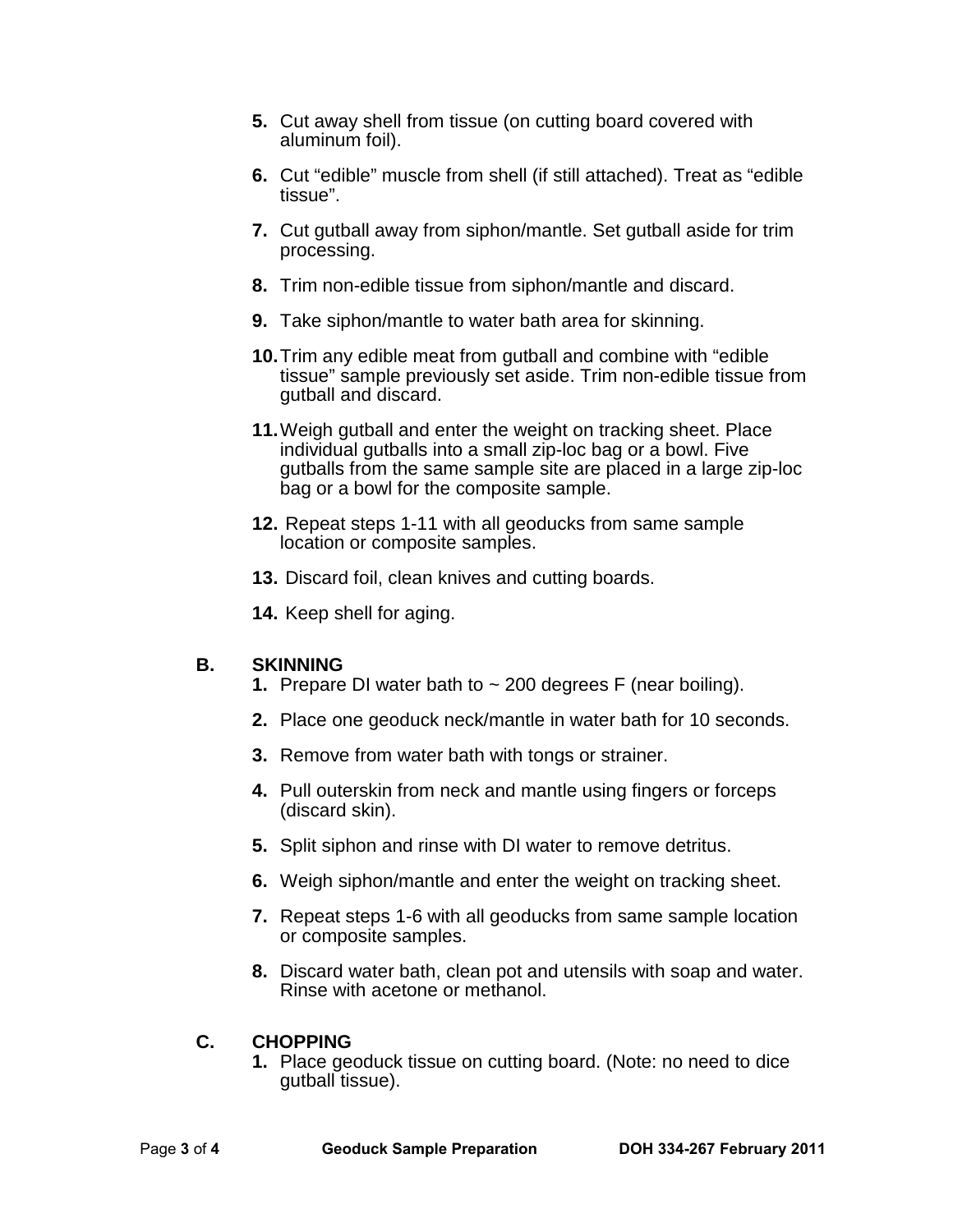5. Cut away shell from tissue (on cutting board covered with aluminum foil).

6. Cut “edible” muscle from shell (if still attached). Treat as “edible tissue”.

7. Cut gutball away from siphon/mantle. Set gutball aside for trim processing.

8. Trim non-edible tissue from siphon/mantle and discard.

9. Take siphon/mantle to water bath area for skinning.

10. Trim any edible meat from gutball and combine with “edible tissue” sample previously set aside. Trim non-edible tissue from gutball and discard.

11. Weigh gutball and enter the weight on tracking sheet. Place individual gutballs into a small zip-loc bag or a bowl. Five gutballs from the same sample site are placed in a large zip-loc bag or a bowl for the composite sample.

12. Repeat steps 1-11 with all geoducks from same sample location or composite samples.

13. Discard foil, clean knives and cutting boards.

14. Keep shell for aging.

## B. SKINNING

1. Prepare DI water bath to ~ 200 degrees F (near boiling).

2. Place one geoduck neck/mantle in water bath for 10 seconds.

3. Remove from water bath with tongs or strainer.

4. Pull outerskin from neck and mantle using fingers or forceps (discard skin).

5. Split siphon and rinse with DI water to remove detritus.

6. Weigh siphon/mantle and enter the weight on tracking sheet.

7. Repeat steps 1-6 with all geoducks from same sample location or composite samples.

8. Discard water bath, clean pot and utensils with soap and water. Rinse with acetone or methanol.

## C. CHOPPING

1. Place geoduck tissue on cutting board. (Note: no need to dice gutball tissue).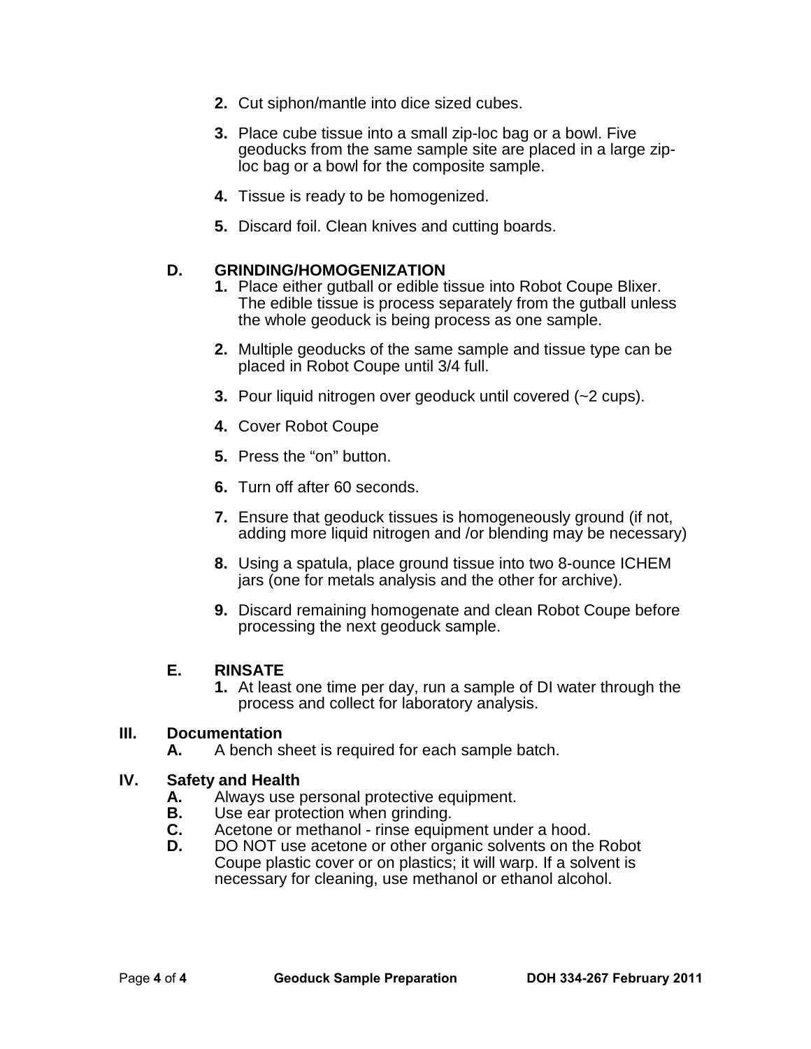2. Cut siphon/mantle into dice sized cubes.

3. Place cube tissue into a small zip-loc bag or a bowl. Five geoducks from the same sample site are placed in a large zip-loc bag or a bowl for the composite sample.

4. Tissue is ready to be homogenized.

5. Discard foil. Clean knives and cutting boards.

### D. GRINDING/HOMOGENIZATION

1. Place either gutball or edible tissue into Robot Coupe Blixer. The edible tissue is process separately from the gutball unless the whole geoduck is being process as one sample.

2. Multiple geoducks of the same sample and tissue type can be placed in Robot Coupe until 3/4 full.

3. Pour liquid nitrogen over geoduck until covered (~2 cups).

4. Cover Robot Coupe

5. Press the “on” button.

6. Turn off after 60 seconds.

7. Ensure that geoduck tissues is homogeneously ground (if not, adding more liquid nitrogen and /or blending may be necessary)

8. Using a spatula, place ground tissue into two 8-ounce ICHEM jars (one for metals analysis and the other for archive).

9. Discard remaining homogenate and clean Robot Coupe before processing the next geoduck sample.

### E. RINSATE

1. At least one time per day, run a sample of DI water through the process and collect for laboratory analysis.

## III. Documentation

**A.** A bench sheet is required for each sample batch.

## IV. Safety and Health

**A.** Always use personal protective equipment.
**B.** Use ear protection when grinding.
**C.** Acetone or methanol - rinse equipment under a hood.
**D.** DO NOT use acetone or other organic solvents on the Robot Coupe plastic cover or on plastics; it will warp. If a solvent is necessary for cleaning, use methanol or ethanol alcohol.